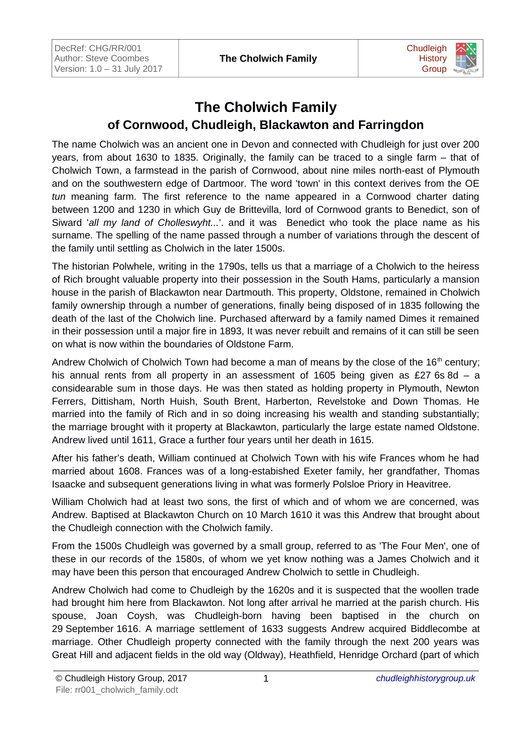# The Cholwich Family

## of Cornwood, Chudleigh, Blackawton and Farringdon

The name Cholwich was an ancient one in Devon and connected with Chudleigh for just over 200 years, from about 1630 to 1835. Originally, the family can be traced to a single farm – that of Cholwich Town, a farmstead in the parish of Cornwood, about nine miles north-east of Plymouth and on the southwestern edge of Dartmoor. The word 'town' in this context derives from the OE *tun* meaning farm. The first reference to the name appeared in a Cornwood charter dating between 1200 and 1230 in which Guy de Brittevilla, lord of Cornwood grants to Benedict, son of Siward '*all my land of Cholleswyht...*'. and it was Benedict who took the place name as his surname. The spelling of the name passed through a number of variations through the descent of the family until settling as Cholwich in the later 1500s.

The historian Polwhele, writing in the 1790s, tells us that a marriage of a Cholwich to the heiress of Rich brought valuable property into their possession in the South Hams, particularly a mansion house in the parish of Blackawton near Dartmouth. This property, Oldstone, remained in Cholwich family ownership through a number of generations, finally being disposed of in 1835 following the death of the last of the Cholwich line. Purchased afterward by a family named Dimes it remained in their possession until a major fire in 1893, It was never rebuilt and remains of it can still be seen on what is now within the boundaries of Oldstone Farm.

Andrew Cholwich of Cholwich Town had become a man of means by the close of the 16th century; his annual rents from all property in an assessment of 1605 being given as £27 6s 8d – a considearable sum in those days. He was then stated as holding property in Plymouth, Newton Ferrers, Dittisham, North Huish, South Brent, Harberton, Revelstoke and Down Thomas. He married into the family of Rich and in so doing increasing his wealth and standing substantially; the marriage brought with it property at Blackawton, particularly the large estate named Oldstone. Andrew lived until 1611, Grace a further four years until her death in 1615.

After his father's death, William continued at Cholwich Town with his wife Frances whom he had married about 1608. Frances was of a long-estabished Exeter family, her grandfather, Thomas Isaacke and subsequent generations living in what was formerly Polsloe Priory in Heavitree.

William Cholwich had at least two sons, the first of which and of whom we are concerned, was Andrew. Baptised at Blackawton Church on 10 March 1610 it was this Andrew that brought about the Chudleigh connection with the Cholwich family.

From the 1500s Chudleigh was governed by a small group, referred to as 'The Four Men', one of these in our records of the 1580s, of whom we yet know nothing was a James Cholwich and it may have been this person that encouraged Andrew Cholwich to settle in Chudleigh.

Andrew Cholwich had come to Chudleigh by the 1620s and it is suspected that the woollen trade had brought him here from Blackawton. Not long after arrival he married at the parish church. His spouse, Joan Coysh, was Chudleigh-born having been baptised in the church on 29 September 1616. A marriage settlement of 1633 suggests Andrew acquired Biddlecombe at marriage. Other Chudleigh property connected with the family through the next 200 years was Great Hill and adjacent fields in the old way (Oldway), Heathfield, Henridge Orchard (part of which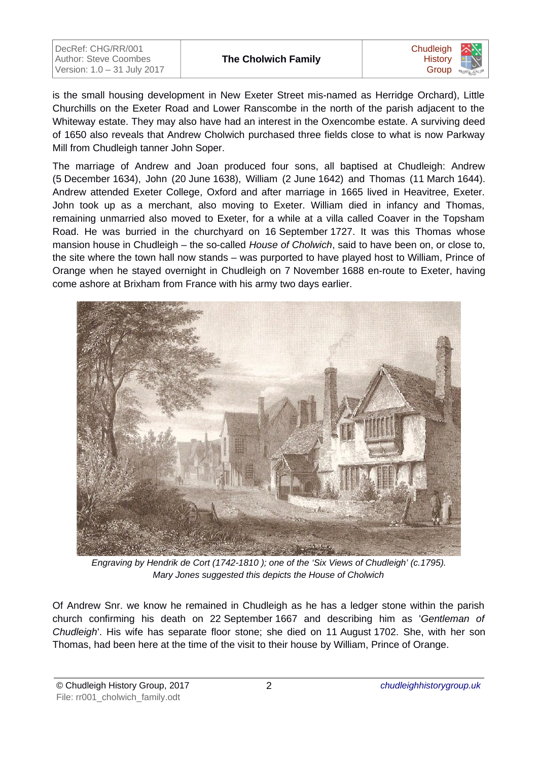is the small housing development in New Exeter Street mis-named as Herridge Orchard), Little Churchills on the Exeter Road and Lower Ranscombe in the north of the parish adjacent to the Whiteway estate. They may also have had an interest in the Oxencombe estate. A surviving deed of 1650 also reveals that Andrew Cholwich purchased three fields close to what is now Parkway Mill from Chudleigh tanner John Soper.

The marriage of Andrew and Joan produced four sons, all baptised at Chudleigh: Andrew (5 December 1634), John (20 June 1638), William (2 June 1642) and Thomas (11 March 1644). Andrew attended Exeter College, Oxford and after marriage in 1665 lived in Heavitree, Exeter. John took up as a merchant, also moving to Exeter. William died in infancy and Thomas, remaining unmarried also moved to Exeter, for a while at a villa called Coaver in the Topsham Road. He was burried in the churchyard on 16 September 1727. It was this Thomas whose mansion house in Chudleigh – the so-called *House of Cholwich*, said to have been on, or close to, the site where the town hall now stands – was purported to have played host to William, Prince of Orange when he stayed overnight in Chudleigh on 7 November 1688 en-route to Exeter, having come ashore at Brixham from France with his army two days earlier.

*Engraving by Hendrik de Cort (1742-1810 ); one of the 'Six Views of Chudleigh' (c.1795). Mary Jones suggested this depicts the House of Cholwich*

Of Andrew Snr. we know he remained in Chudleigh as he has a ledger stone within the parish church confirming his death on 22 September 1667 and describing him as '*Gentleman of Chudleigh*'. His wife has separate floor stone; she died on 11 August 1702. She, with her son Thomas, had been here at the time of the visit to their house by William, Prince of Orange.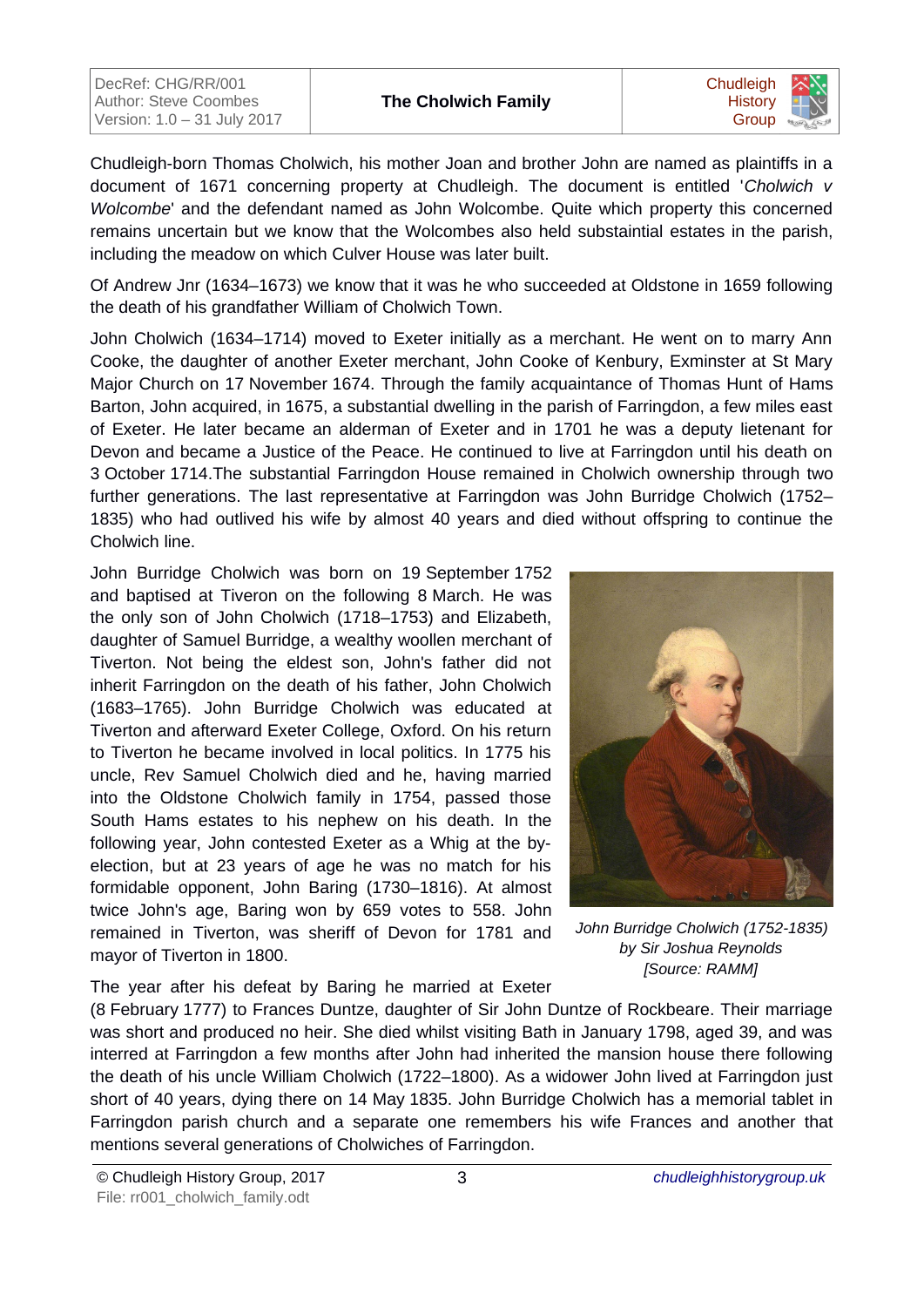Chudleigh-born Thomas Cholwich, his mother Joan and brother John are named as plaintiffs in a document of 1671 concerning property at Chudleigh. The document is entitled '*Cholwich v Wolcombe*' and the defendant named as John Wolcombe. Quite which property this concerned remains uncertain but we know that the Wolcombes also held substaintial estates in the parish, including the meadow on which Culver House was later built.

Of Andrew Jnr (1634–1673) we know that it was he who succeeded at Oldstone in 1659 following the death of his grandfather William of Cholwich Town.

John Cholwich (1634–1714) moved to Exeter initially as a merchant. He went on to marry Ann Cooke, the daughter of another Exeter merchant, John Cooke of Kenbury, Exminster at St Mary Major Church on 17 November 1674. Through the family acquaintance of Thomas Hunt of Hams Barton, John acquired, in 1675, a substantial dwelling in the parish of Farringdon, a few miles east of Exeter. He later became an alderman of Exeter and in 1701 he was a deputy lietenant for Devon and became a Justice of the Peace. He continued to live at Farringdon until his death on 3 October 1714.The substantial Farringdon House remained in Cholwich ownership through two further generations. The last representative at Farringdon was John Burridge Cholwich (1752–1835) who had outlived his wife by almost 40 years and died without offspring to continue the Cholwich line.

John Burridge Cholwich was born on 19 September 1752 and baptised at Tiveron on the following 8 March. He was the only son of John Cholwich (1718–1753) and Elizabeth, daughter of Samuel Burridge, a wealthy woollen merchant of Tiverton. Not being the eldest son, John's father did not inherit Farringdon on the death of his father, John Cholwich (1683–1765). John Burridge Cholwich was educated at Tiverton and afterward Exeter College, Oxford. On his return to Tiverton he became involved in local politics. In 1775 his uncle, Rev Samuel Cholwich died and he, having married into the Oldstone Cholwich family in 1754, passed those South Hams estates to his nephew on his death. In the following year, John contested Exeter as a Whig at the by-election, but at 23 years of age he was no match for his formidable opponent, John Baring (1730–1816). At almost twice John's age, Baring won by 659 votes to 558. John remained in Tiverton, was sheriff of Devon for 1781 and mayor of Tiverton in 1800.

*John Burridge Cholwich (1752-1835) by Sir Joshua Reynolds [Source: RAMM]*

The year after his defeat by Baring he married at Exeter (8 February 1777) to Frances Duntze, daughter of Sir John Duntze of Rockbeare. Their marriage was short and produced no heir. She died whilst visiting Bath in January 1798, aged 39, and was interred at Farringdon a few months after John had inherited the mansion house there following the death of his uncle William Cholwich (1722–1800). As a widower John lived at Farringdon just short of 40 years, dying there on 14 May 1835. John Burridge Cholwich has a memorial tablet in Farringdon parish church and a separate one remembers his wife Frances and another that mentions several generations of Cholwiches of Farringdon.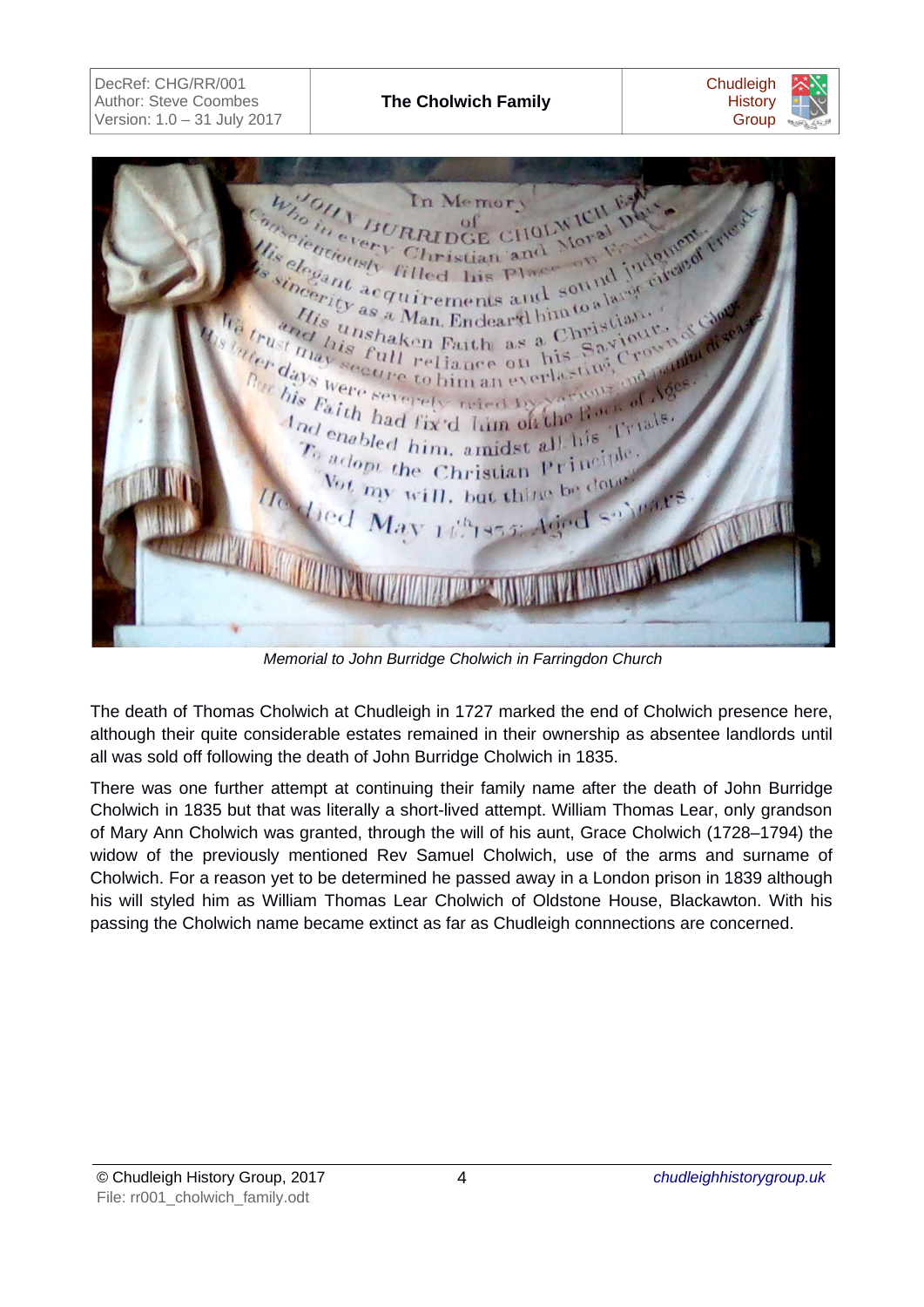Memorial to John Burridge Cholwich in Farringdon Church

The death of Thomas Cholwich at Chudleigh in 1727 marked the end of Cholwich presence here, although their quite considerable estates remained in their ownership as absentee landlords until all was sold off following the death of John Burridge Cholwich in 1835.

There was one further attempt at continuing their family name after the death of John Burridge Cholwich in 1835 but that was literally a short-lived attempt. William Thomas Lear, only grandson of Mary Ann Cholwich was granted, through the will of his aunt, Grace Cholwich (1728–1794) the widow of the previously mentioned Rev Samuel Cholwich, use of the arms and surname of Cholwich. For a reason yet to be determined he passed away in a London prison in 1839 although his will styled him as William Thomas Lear Cholwich of Oldstone House, Blackawton. With his passing the Cholwich name became extinct as far as Chudleigh connnections are concerned.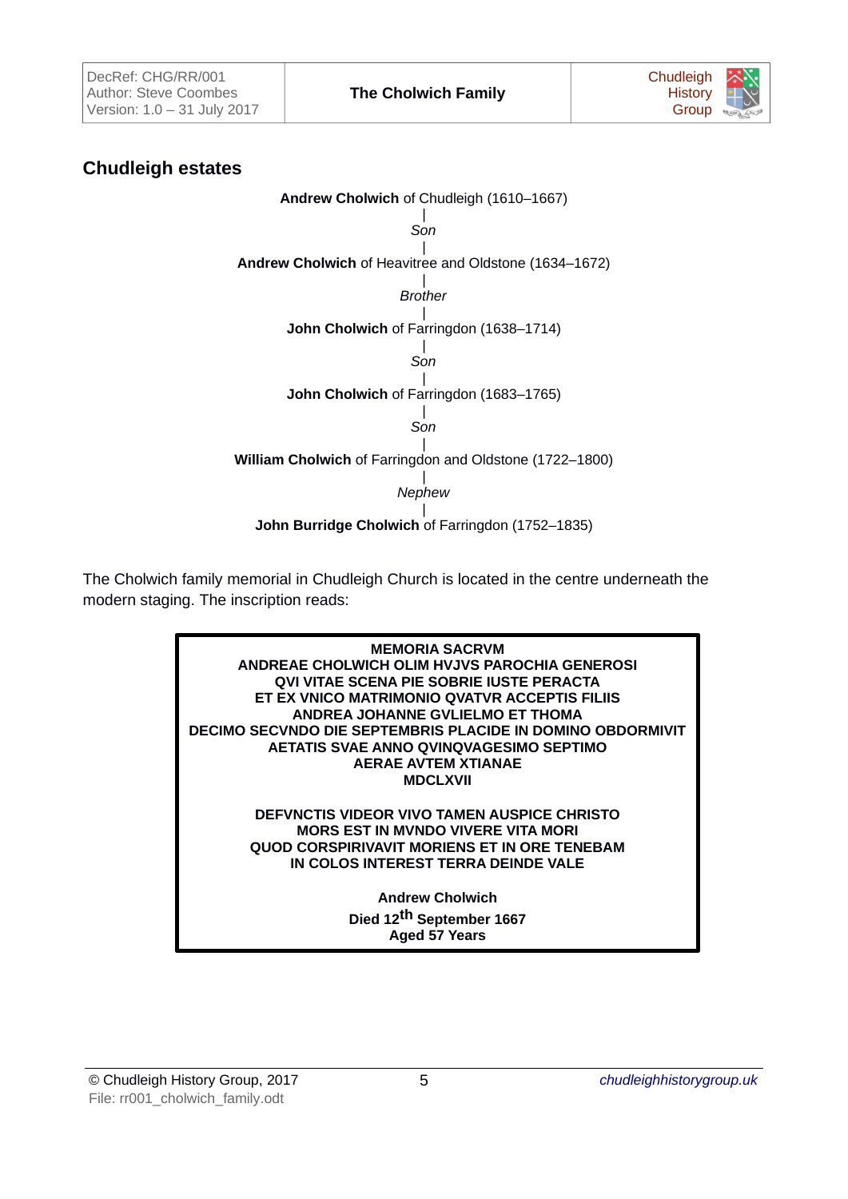## Chudleigh estates

**Andrew Cholwich** of Chudleigh (1610–1667)
|
*Son*
|
**Andrew Cholwich** of Heavitree and Oldstone (1634–1672)
|
*Brother*
|
**John Cholwich** of Farringdon (1638–1714)
|
*Son*
|
**John Cholwich** of Farringdon (1683–1765)
|
*Son*
|
**William Cholwich** of Farringdon and Oldstone (1722–1800)
|
*Nephew*
|
**John Burridge Cholwich** of Farringdon (1752–1835)

The Cholwich family memorial in Chudleigh Church is located in the centre underneath the modern staging. The inscription reads:

**MEMORIA SACRVM**
**ANDREAE CHOLWICH OLIM HVJVS PAROCHIA GENEROSI**
**QVI VITAE SCENA PIE SOBRIE IUSTE PERACTA**
**ET EX VNICO MATRIMONIO QVATVR ACCEPTIS FILIIS**
**ANDREA JOHANNE GVLIELMO ET THOMA**
**DECIMO SECVNDO DIE SEPTEMBRIS PLACIDE IN DOMINO OBDORMIVIT**
**AETATIS SVAE ANNO QVINQVAGESIMO SEPTIMO**
**AERAE AVTEM XTIANAE**
**MDCLXVII**

**DEFVNCTIS VIDEOR VIVO TAMEN AUSPICE CHRISTO**
**MORS EST IN MVNDO VIVERE VITA MORI**
**QUOD CORSPIRIVAVIT MORIENS ET IN ORE TENEBAM**
**IN COLOS INTEREST TERRA DEINDE VALE**

**Andrew Cholwich**
**Died 12th September 1667**
**Aged 57 Years**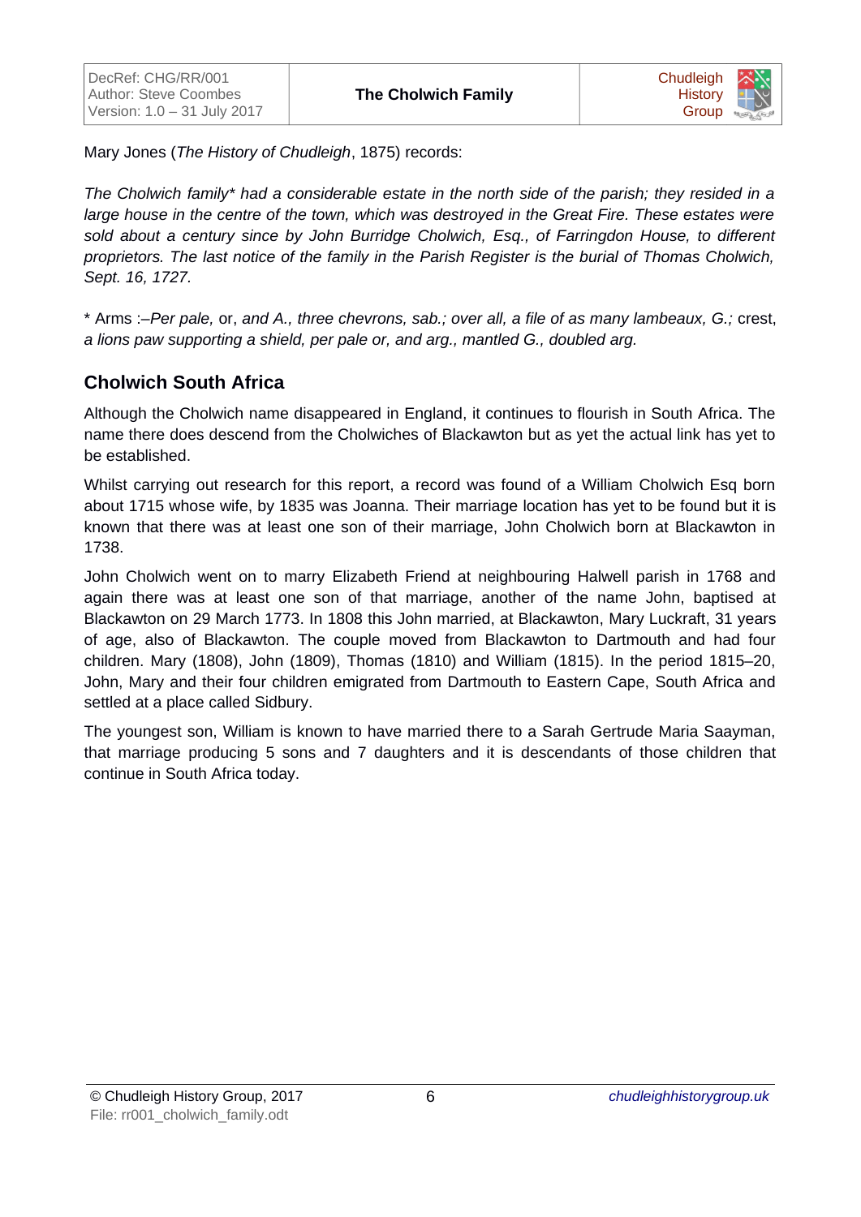Mary Jones (*The History of Chudleigh*, 1875) records:

*The Cholwich family* had a considerable estate in the north side of the parish; they resided in a large house in the centre of the town, which was destroyed in the Great Fire. These estates were sold about a century since by John Burridge Cholwich, Esq., of Farringdon House, to different proprietors. The last notice of the family in the Parish Register is the burial of Thomas Cholwich, Sept. 16, 1727.*

* Arms :–*Per pale,* or, *and A., three chevrons, sab.; over all, a file of as many lambeaux, G.;* crest, *a lions paw supporting a shield, per pale or, and arg., mantled G., doubled arg.*

## Cholwich South Africa

Although the Cholwich name disappeared in England, it continues to flourish in South Africa. The name there does descend from the Cholwiches of Blackawton but as yet the actual link has yet to be established.

Whilst carrying out research for this report, a record was found of a William Cholwich Esq born about 1715 whose wife, by 1835 was Joanna. Their marriage location has yet to be found but it is known that there was at least one son of their marriage, John Cholwich born at Blackawton in 1738.

John Cholwich went on to marry Elizabeth Friend at neighbouring Halwell parish in 1768 and again there was at least one son of that marriage, another of the name John, baptised at Blackawton on 29 March 1773. In 1808 this John married, at Blackawton, Mary Luckraft, 31 years of age, also of Blackawton. The couple moved from Blackawton to Dartmouth and had four children. Mary (1808), John (1809), Thomas (1810) and William (1815). In the period 1815–20, John, Mary and their four children emigrated from Dartmouth to Eastern Cape, South Africa and settled at a place called Sidbury.

The youngest son, William is known to have married there to a Sarah Gertrude Maria Saayman, that marriage producing 5 sons and 7 daughters and it is descendants of those children that continue in South Africa today.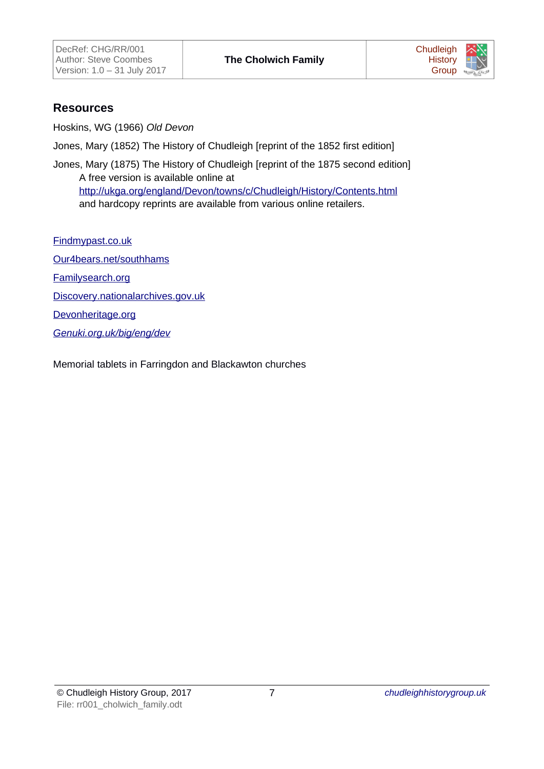## Resources

Hoskins, WG (1966) *Old Devon*

Jones, Mary (1852) The History of Chudleigh [reprint of the 1852 first edition]

Jones, Mary (1875) The History of Chudleigh [reprint of the 1875 second edition]
A free version is available online at
http://ukga.org/england/Devon/towns/c/Chudleigh/History/Contents.html
and hardcopy reprints are available from various online retailers.

Findmypast.co.uk

Our4bears.net/southhams

Familysearch.org

Discovery.nationalarchives.gov.uk

Devonheritage.org

*Genuki.org.uk/big/eng/dev*

Memorial tablets in Farringdon and Blackawton churches